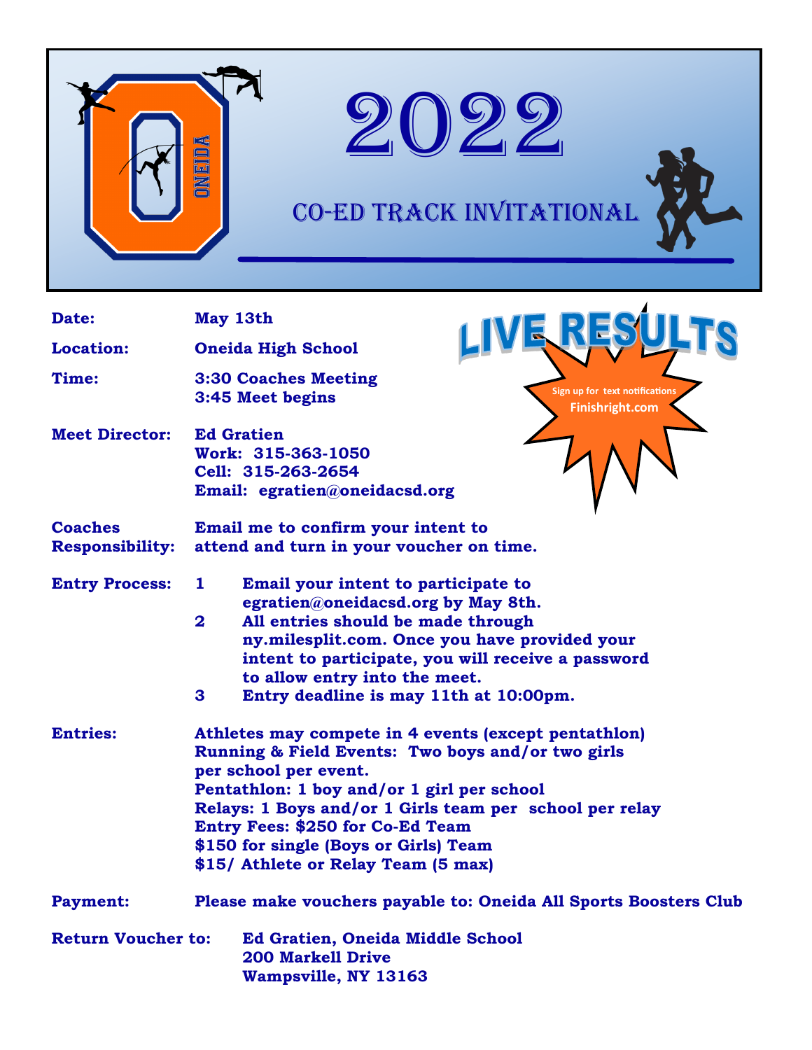# 2022

## CO-ED TRACK INVITATIONAL

**LIVE RESULTS**

Sign up for text notifications
Finishright.com

**Date:** May 13th

**Location:** Oneida High School

**Time:** 3:30 Coaches Meeting
3:45 Meet begins

**Meet Director:** Ed Gratien
Work: 315-363-1050
Cell: 315-263-2654
Email: egratien@oneidacsd.org

**Coaches Responsibility:** Email me to confirm your intent to attend and turn in your voucher on time.

**Entry Process:**

1. Email your intent to participate to egratien@oneidacsd.org by May 8th.
2. All entries should be made through ny.milesplit.com. Once you have provided your intent to participate, you will receive a password to allow entry into the meet.
3. Entry deadline is may 11th at 10:00pm.

**Entries:** Athletes may compete in 4 events (except pentathlon)
Running & Field Events: Two boys and/or two girls per school per event.
Pentathlon: 1 boy and/or 1 girl per school
Relays: 1 Boys and/or 1 Girls team per school per relay
Entry Fees: $250 for Co-Ed Team
$150 for single (Boys or Girls) Team
$15/ Athlete or Relay Team (5 max)

**Payment:** Please make vouchers payable to: Oneida All Sports Boosters Club

**Return Voucher to:** Ed Gratien, Oneida Middle School
200 Markell Drive
Wampsville, NY 13163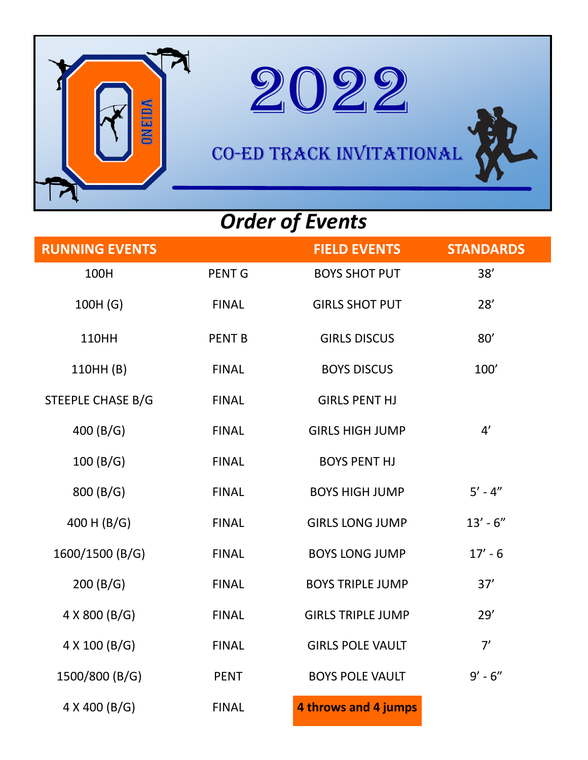# 2022

## CO-ED TRACK INVITATIONAL

ONEIDA

## *Order of Events*

| RUNNING EVENTS | | FIELD EVENTS | STANDARDS |
|---|---|---|---|
| 100H | PENT G | BOYS SHOT PUT | 38’ |
| 100H (G) | FINAL | GIRLS SHOT PUT | 28’ |
| 110HH | PENT B | GIRLS DISCUS | 80’ |
| 110HH (B) | FINAL | BOYS DISCUS | 100’ |
| STEEPLE CHASE B/G | FINAL | GIRLS PENT HJ | |
| 400 (B/G) | FINAL | GIRLS HIGH JUMP | 4’ |
| 100 (B/G) | FINAL | BOYS PENT HJ | |
| 800 (B/G) | FINAL | BOYS HIGH JUMP | 5’ - 4” |
| 400 H (B/G) | FINAL | GIRLS LONG JUMP | 13’ - 6” |
| 1600/1500 (B/G) | FINAL | BOYS LONG JUMP | 17’ - 6 |
| 200 (B/G) | FINAL | BOYS TRIPLE JUMP | 37’ |
| 4 X 800 (B/G) | FINAL | GIRLS TRIPLE JUMP | 29’ |
| 4 X 100 (B/G) | FINAL | GIRLS POLE VAULT | 7’ |
| 1500/800 (B/G) | PENT | BOYS POLE VAULT | 9’ - 6” |
| 4 X 400 (B/G) | FINAL | **4 throws and 4 jumps** | |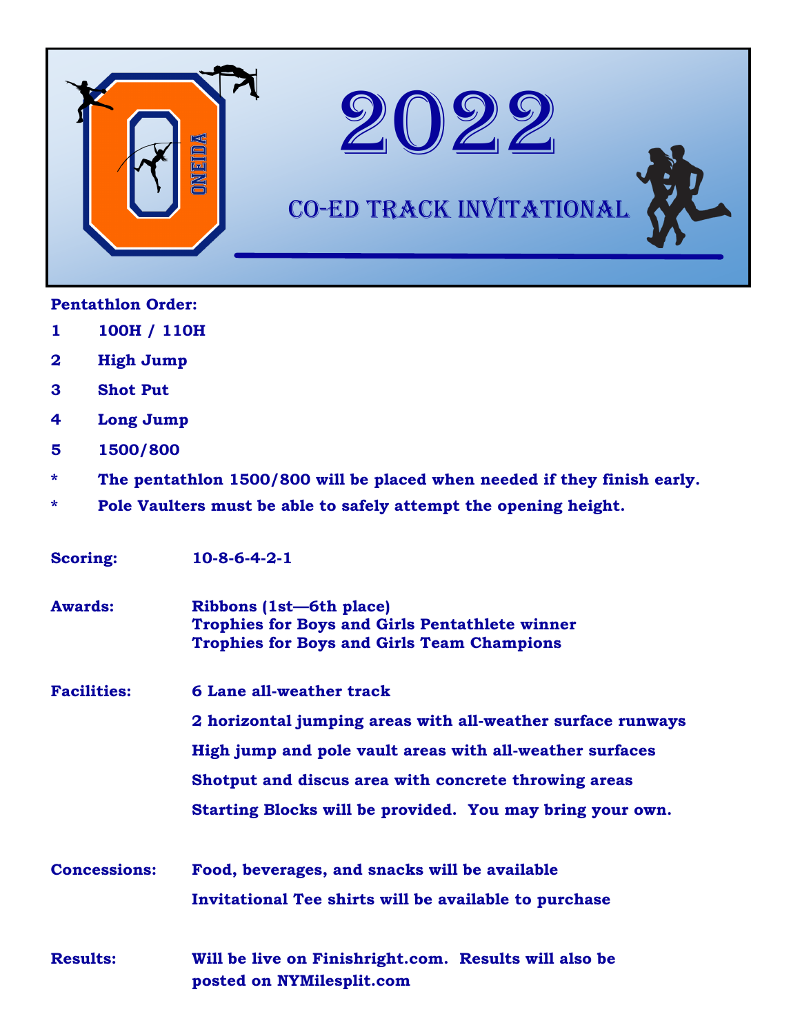# 2022

## Co-Ed Track Invitational

**Pentathlon Order:**

1. 100H / 110H
2. High Jump
3. Shot Put
4. Long Jump
5. 1500/800

\* The pentathlon 1500/800 will be placed when needed if they finish early.

\* Pole Vaulters must be able to safely attempt the opening height.

**Scoring:** 10-8-6-4-2-1

**Awards:**
Ribbons (1st—6th place)
Trophies for Boys and Girls Pentathlete winner
Trophies for Boys and Girls Team Champions

**Facilities:**
6 Lane all-weather track
2 horizontal jumping areas with all-weather surface runways
High jump and pole vault areas with all-weather surfaces
Shotput and discus area with concrete throwing areas
Starting Blocks will be provided. You may bring your own.

**Concessions:**
Food, beverages, and snacks will be available
Invitational Tee shirts will be available to purchase

**Results:** Will be live on Finishright.com. Results will also be posted on NYMilesplit.com